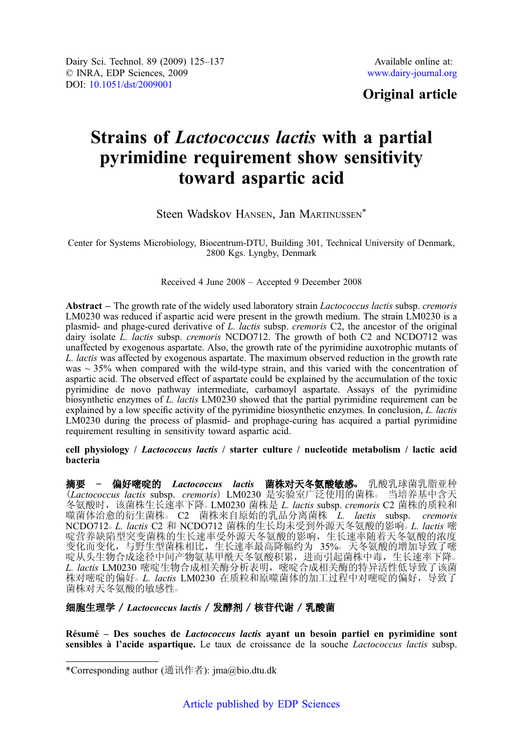Dairy Sci. Technol. 89 (2009) 125–137
© INRA, EDP Sciences, 2009
DOI: 10.1051/dst/2009001

Available online at:
www.dairy-journal.org

**Original article**

# Strains of *Lactococcus lactis* with a partial pyrimidine requirement show sensitivity toward aspartic acid

Steen Wadskov Hansen, Jan Martinussen*

Center for Systems Microbiology, Biocentrum-DTU, Building 301, Technical University of Denmark, 2800 Kgs. Lyngby, Denmark

Received 4 June 2008 – Accepted 9 December 2008

**Abstract** – The growth rate of the widely used laboratory strain *Lactococcus lactis* subsp. *cremoris* LM0230 was reduced if aspartic acid were present in the growth medium. The strain LM0230 is a plasmid- and phage-cured derivative of *L. lactis* subsp. *cremoris* C2, the ancestor of the original dairy isolate *L. lactis* subsp. *cremoris* NCDO712. The growth of both C2 and NCDO712 was unaffected by exogenous aspartate. Also, the growth rate of the pyrimidine auxotrophic mutants of *L. lactis* was affected by exogenous aspartate. The maximum observed reduction in the growth rate was ~ 35% when compared with the wild-type strain, and this varied with the concentration of aspartic acid. The observed effect of aspartate could be explained by the accumulation of the toxic pyrimidine de novo pathway intermediate, carbamoyl aspartate. Assays of the pyrimidine biosynthetic enzymes of *L. lactis* LM0230 showed that the partial pyrimidine requirement can be explained by a low specific activity of the pyrimidine biosynthetic enzymes. In conclusion, *L. lactis* LM0230 during the process of plasmid- and prophage-curing has acquired a partial pyrimidine requirement resulting in sensitivity toward aspartic acid.

**cell physiology / *Lactococcus lactis* / starter culture / nucleotide metabolism / lactic acid bacteria**

**摘要 – 偏好嘧啶的 *Lactococcus lactis* 菌株对天冬氨酸敏感。** 乳酸乳球菌乳脂亚种（*Lactococcus lactis* subsp. *cremoris*）LM0230 是实验室广泛使用的菌株。当培养基中含天冬氨酸时，该菌株生长速率下降。LM0230 菌株是 *L. lactis* subsp. *cremoris* C2 菌株的质粒和噬菌体治愈的衍生菌株。C2 菌株来自原始的乳品分离菌株 *L. lactis* subsp. *cremoris* NCDO712。*L. lactis* C2 和 NCDO712 菌株的生长均未受到外源天冬氨酸的影响。*L. lactis* 嘧啶营养缺陷型突变菌株的生长速率受外源天冬氨酸的影响，生长速率随着天冬氨酸的浓度变化而变化，与野生型菌株相比，生长速率最高降幅约为 35%。天冬氨酸的增加导致了嘧啶从头生物合成途径中间产物氨基甲酰天冬氨酸积累，进而引起菌株中毒，生长速率下降。*L. lactis* LM0230 嘧啶生物合成相关酶分析表明，嘧啶合成相关酶的特异活性低导致了该菌株对嘧啶的偏好。*L. lactis* LM0230 在质粒和原噬菌体的加工过程中对嘧啶的偏好，导致了菌株对天冬氨酸的敏感性。

**细胞生理学 / *Lactococcus lactis* / 发酵剂 / 核苷代谢 / 乳酸菌**

**Résumé – Des souches de *Lactococcus lactis* ayant un besoin partiel en pyrimidine sont sensibles à l'acide aspartique.** Le taux de croissance de la souche *Lactococcus lactis* subsp.

*Corresponding author (通讯作者): jma@bio.dtu.dk

Article published by EDP Sciences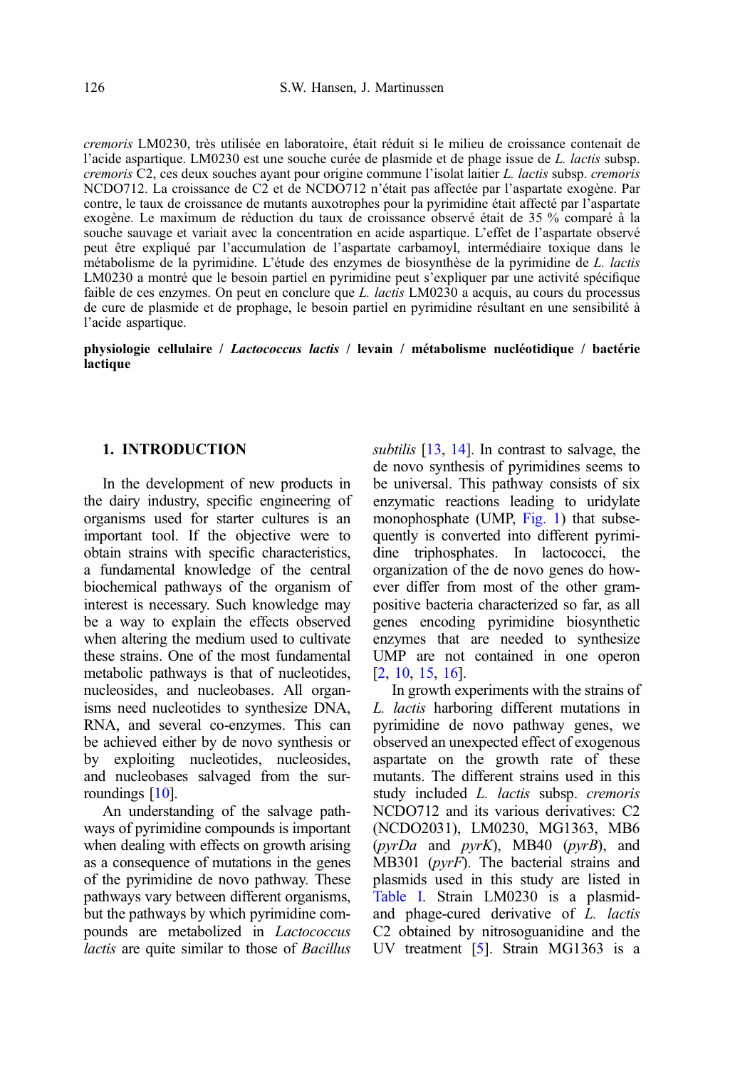*cremoris* LM0230, très utilisée en laboratoire, était réduit si le milieu de croissance contenait de l'acide aspartique. LM0230 est une souche curée de plasmide et de phage issue de *L. lactis* subsp. *cremoris* C2, ces deux souches ayant pour origine commune l'isolat laitier *L. lactis* subsp. *cremoris* NCDO712. La croissance de C2 et de NCDO712 n'était pas affectée par l'aspartate exogène. Par contre, le taux de croissance de mutants auxotrophes pour la pyrimidine était affecté par l'aspartate exogène. Le maximum de réduction du taux de croissance observé était de 35 % comparé à la souche sauvage et variait avec la concentration en acide aspartique. L'effet de l'aspartate observé peut être expliqué par l'accumulation de l'aspartate carbamoyl, intermédiaire toxique dans le métabolisme de la pyrimidine. L'étude des enzymes de biosynthèse de la pyrimidine de *L. lactis* LM0230 a montré que le besoin partiel en pyrimidine peut s'expliquer par une activité spécifique faible de ces enzymes. On peut en conclure que *L. lactis* LM0230 a acquis, au cours du processus de cure de plasmide et de prophage, le besoin partiel en pyrimidine résultant en une sensibilité à l'acide aspartique.

**physiologie cellulaire / *Lactococcus lactis* / levain / métabolisme nucléotidique / bactérie lactique**

## 1. INTRODUCTION

In the development of new products in the dairy industry, specific engineering of organisms used for starter cultures is an important tool. If the objective were to obtain strains with specific characteristics, a fundamental knowledge of the central biochemical pathways of the organism of interest is necessary. Such knowledge may be a way to explain the effects observed when altering the medium used to cultivate these strains. One of the most fundamental metabolic pathways is that of nucleotides, nucleosides, and nucleobases. All organisms need nucleotides to synthesize DNA, RNA, and several co-enzymes. This can be achieved either by de novo synthesis or by exploiting nucleotides, nucleosides, and nucleobases salvaged from the surroundings [10].

An understanding of the salvage pathways of pyrimidine compounds is important when dealing with effects on growth arising as a consequence of mutations in the genes of the pyrimidine de novo pathway. These pathways vary between different organisms, but the pathways by which pyrimidine compounds are metabolized in *Lactococcus lactis* are quite similar to those of *Bacillus subtilis* [13, 14]. In contrast to salvage, the de novo synthesis of pyrimidines seems to be universal. This pathway consists of six enzymatic reactions leading to uridylate monophosphate (UMP, Fig. 1) that subsequently is converted into different pyrimidine triphosphates. In lactococci, the organization of the de novo genes do however differ from most of the other gram-positive bacteria characterized so far, as all genes encoding pyrimidine biosynthetic enzymes that are needed to synthesize UMP are not contained in one operon [2, 10, 15, 16].

In growth experiments with the strains of *L. lactis* harboring different mutations in pyrimidine de novo pathway genes, we observed an unexpected effect of exogenous aspartate on the growth rate of these mutants. The different strains used in this study included *L. lactis* subsp. *cremoris* NCDO712 and its various derivatives: C2 (NCDO2031), LM0230, MG1363, MB6 (*pyrDa* and *pyrK*), MB40 (*pyrB*), and MB301 (*pyrF*). The bacterial strains and plasmids used in this study are listed in Table I. Strain LM0230 is a plasmid- and phage-cured derivative of *L. lactis* C2 obtained by nitrosoguanidine and the UV treatment [5]. Strain MG1363 is a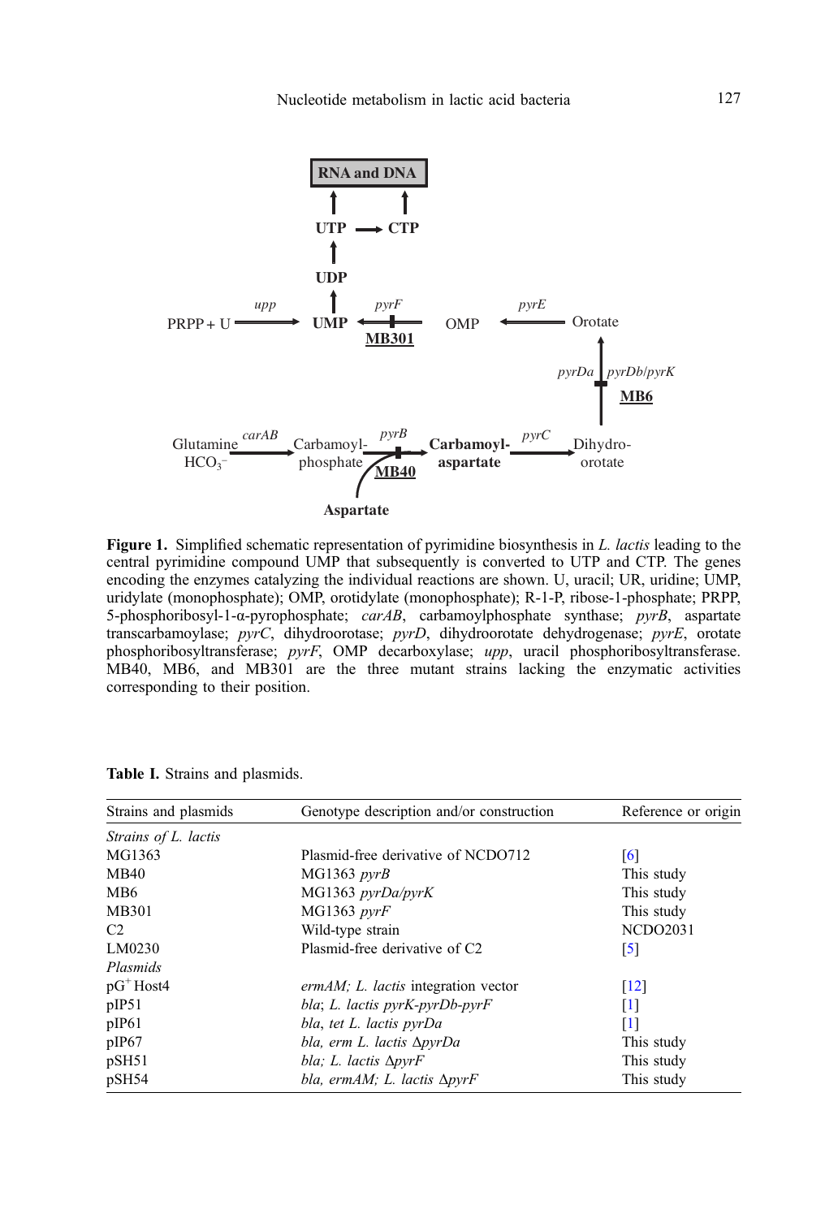**Figure 1.** Simplified schematic representation of pyrimidine biosynthesis in *L. lactis* leading to the central pyrimidine compound UMP that subsequently is converted to UTP and CTP. The genes encoding the enzymes catalyzing the individual reactions are shown. U, uracil; UR, uridine; UMP, uridylate (monophosphate); OMP, orotidylate (monophosphate); R-1-P, ribose-1-phosphate; PRPP, 5-phosphoribosyl-1-α-pyrophosphate; *carAB*, carbamoylphosphate synthase; *pyrB*, aspartate transcarbamoylase; *pyrC*, dihydroorotase; *pyrD*, dihydroorotate dehydrogenase; *pyrE*, orotate phosphoribosyltransferase; *pyrF*, OMP decarboxylase; *upp*, uracil phosphoribosyltransferase. MB40, MB6, and MB301 are the three mutant strains lacking the enzymatic activities corresponding to their position.

**Table I.** Strains and plasmids.

| Strains and plasmids | Genotype description and/or construction | Reference or origin |
|---|---|---|
| *Strains of L. lactis* | | |
| MG1363 | Plasmid-free derivative of NCDO712 | [6] |
| MB40 | MG1363 *pyrB* | This study |
| MB6 | MG1363 *pyrDa/pyrK* | This study |
| MB301 | MG1363 *pyrF* | This study |
| C2 | Wild-type strain | NCDO2031 |
| LM0230 | Plasmid-free derivative of C2 | [5] |
| *Plasmids* | | |
| pG$^{+}$Host4 | *ermAM; L. lactis* integration vector | [12] |
| pIP51 | *bla*; *L. lactis pyrK-pyrDb-pyrF* | [1] |
| pIP61 | *bla*, *tet L. lactis pyrDa* | [1] |
| pIP67 | *bla, erm L. lactis* Δ*pyrDa* | This study |
| pSH51 | *bla; L. lactis* Δ*pyrF* | This study |
| pSH54 | *bla, ermAM; L. lactis* Δ*pyrF* | This study |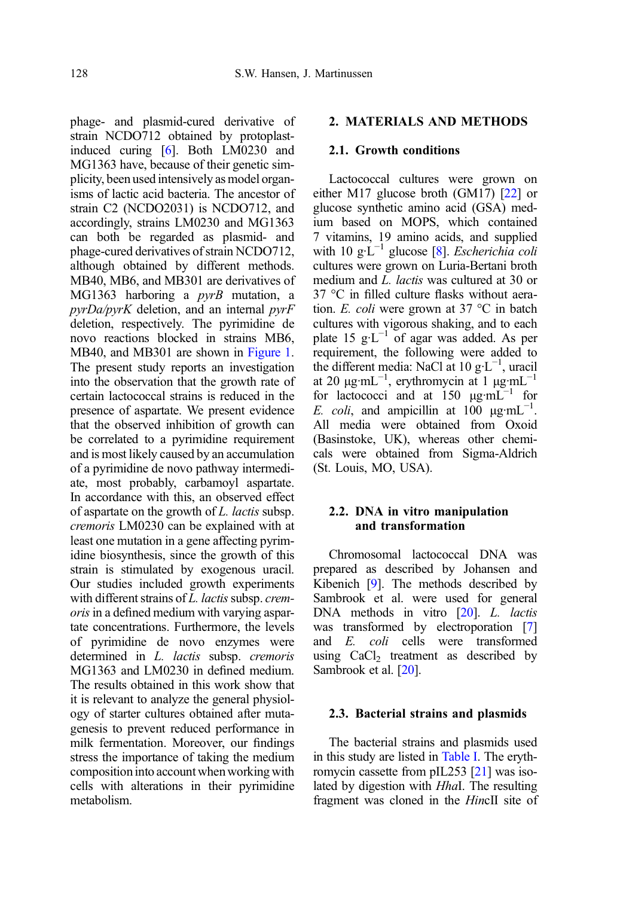phage- and plasmid-cured derivative of strain NCDO712 obtained by protoplast-induced curing [6]. Both LM0230 and MG1363 have, because of their genetic simplicity, been used intensively as model organisms of lactic acid bacteria. The ancestor of strain C2 (NCDO2031) is NCDO712, and accordingly, strains LM0230 and MG1363 can both be regarded as plasmid- and phage-cured derivatives of strain NCDO712, although obtained by different methods. MB40, MB6, and MB301 are derivatives of MG1363 harboring a *pyrB* mutation, a *pyrDa/pyrK* deletion, and an internal *pyrF* deletion, respectively. The pyrimidine de novo reactions blocked in strains MB6, MB40, and MB301 are shown in Figure 1. The present study reports an investigation into the observation that the growth rate of certain lactococcal strains is reduced in the presence of aspartate. We present evidence that the observed inhibition of growth can be correlated to a pyrimidine requirement and is most likely caused by an accumulation of a pyrimidine de novo pathway intermediate, most probably, carbamoyl aspartate. In accordance with this, an observed effect of aspartate on the growth of *L. lactis* subsp. *cremoris* LM0230 can be explained with at least one mutation in a gene affecting pyrimidine biosynthesis, since the growth of this strain is stimulated by exogenous uracil. Our studies included growth experiments with different strains of *L. lactis* subsp. *cremoris* in a defined medium with varying aspartate concentrations. Furthermore, the levels of pyrimidine de novo enzymes were determined in *L. lactis* subsp. *cremoris* MG1363 and LM0230 in defined medium. The results obtained in this work show that it is relevant to analyze the general physiology of starter cultures obtained after mutagenesis to prevent reduced performance in milk fermentation. Moreover, our findings stress the importance of taking the medium composition into account when working with cells with alterations in their pyrimidine metabolism.

## 2. MATERIALS AND METHODS

### 2.1. Growth conditions

Lactococcal cultures were grown on either M17 glucose broth (GM17) [22] or glucose synthetic amino acid (GSA) medium based on MOPS, which contained 7 vitamins, 19 amino acids, and supplied with 10 $g \cdot L^{-1}$ glucose [8]. *Escherichia coli* cultures were grown on Luria-Bertani broth medium and *L. lactis* was cultured at 30 or 37 °C in filled culture flasks without aeration. *E. coli* were grown at 37 °C in batch cultures with vigorous shaking, and to each plate 15 $g \cdot L^{-1}$ of agar was added. As per requirement, the following were added to the different media: NaCl at 10 $g \cdot L^{-1}$, uracil at 20 $\mu g \cdot mL^{-1}$, erythromycin at 1 $\mu g \cdot mL^{-1}$ for lactococci and at 150 $\mu g \cdot mL^{-1}$ for *E. coli*, and ampicillin at 100 $\mu g \cdot mL^{-1}$. All media were obtained from Oxoid (Basinstoke, UK), whereas other chemicals were obtained from Sigma-Aldrich (St. Louis, MO, USA).

### 2.2. DNA in vitro manipulation and transformation

Chromosomal lactococcal DNA was prepared as described by Johansen and Kibenich [9]. The methods described by Sambrook et al. were used for general DNA methods in vitro [20]. *L. lactis* was transformed by electroporation [7] and *E. coli* cells were transformed using $CaCl_2$ treatment as described by Sambrook et al. [20].

### 2.3. Bacterial strains and plasmids

The bacterial strains and plasmids used in this study are listed in Table I. The erythromycin cassette from pIL253 [21] was isolated by digestion with *Hha*I. The resulting fragment was cloned in the *Hinc*II site of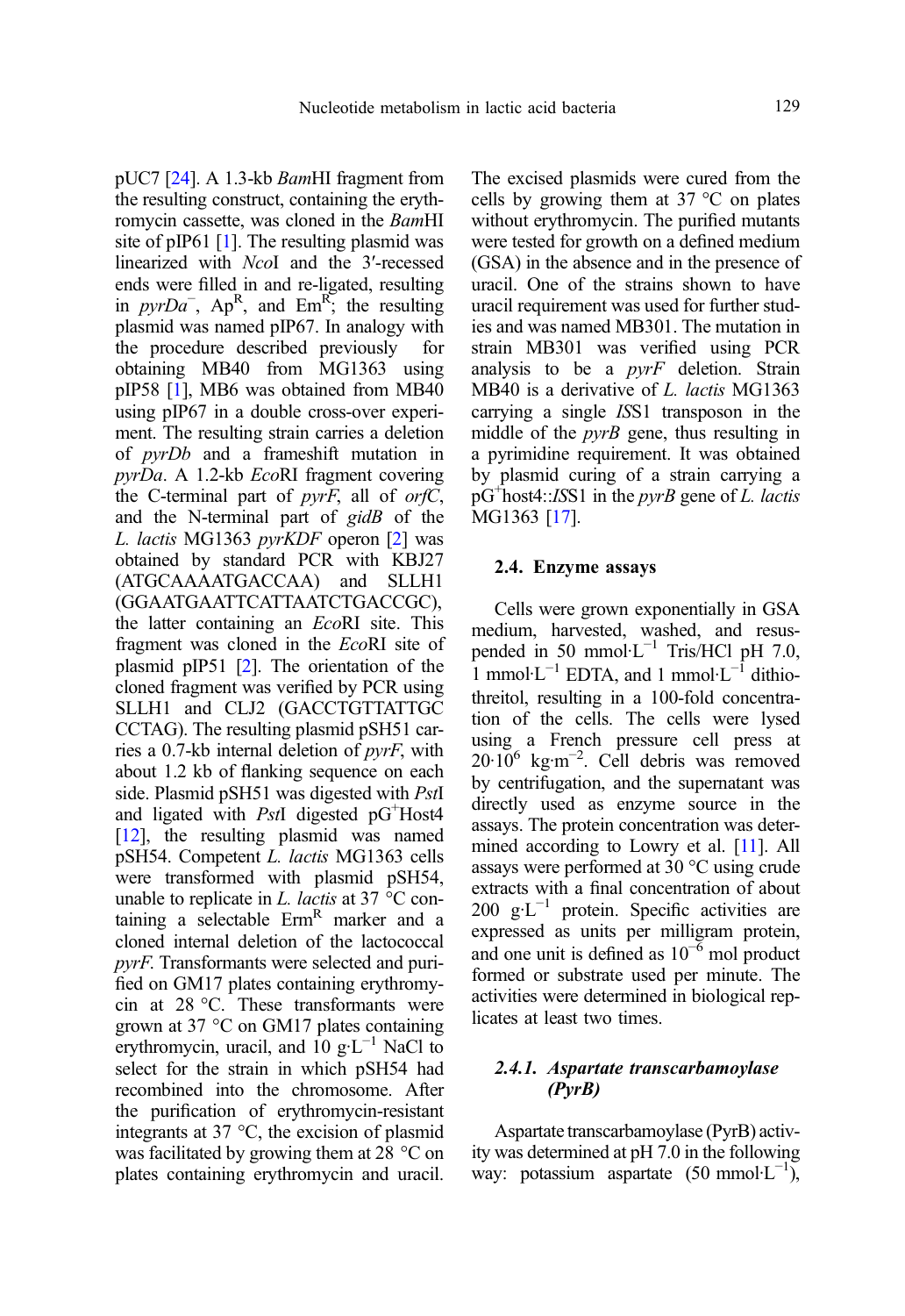pUC7 [24]. A 1.3-kb *Bam*HI fragment from the resulting construct, containing the erythromycin cassette, was cloned in the *Bam*HI site of pIP61 [1]. The resulting plasmid was linearized with *Nco*I and the 3′-recessed ends were filled in and re-ligated, resulting in *pyrDa*$^{-}$, Ap$^{R}$, and Em$^{R}$; the resulting plasmid was named pIP67. In analogy with the procedure described previously for obtaining MB40 from MG1363 using pIP58 [1], MB6 was obtained from MB40 using pIP67 in a double cross-over experiment. The resulting strain carries a deletion of *pyrDb* and a frameshift mutation in *pyrDa*. A 1.2-kb *Eco*RI fragment covering the C-terminal part of *pyrF*, all of *orfC*, and the N-terminal part of *gidB* of the *L. lactis* MG1363 *pyrKDF* operon [2] was obtained by standard PCR with KBJ27 (ATGCAAAATGACCAA) and SLLH1 (GGAATGAATTCATTAATCTGACCGC), the latter containing an *Eco*RI site. This fragment was cloned in the *Eco*RI site of plasmid pIP51 [2]. The orientation of the cloned fragment was verified by PCR using SLLH1 and CLJ2 (GACCTGTTATTGC CCTAG). The resulting plasmid pSH51 carries a 0.7-kb internal deletion of *pyrF*, with about 1.2 kb of flanking sequence on each side. Plasmid pSH51 was digested with *Pst*I and ligated with *Pst*I digested pG$^{+}$Host4 [12], the resulting plasmid was named pSH54. Competent *L. lactis* MG1363 cells were transformed with plasmid pSH54, unable to replicate in *L. lactis* at 37 °C containing a selectable Erm$^{R}$ marker and a cloned internal deletion of the lactococcal *pyrF*. Transformants were selected and purified on GM17 plates containing erythromycin at 28 °C. These transformants were grown at 37 °C on GM17 plates containing erythromycin, uracil, and 10 g·L$^{-1}$ NaCl to select for the strain in which pSH54 had recombined into the chromosome. After the purification of erythromycin-resistant integrants at 37 °C, the excision of plasmid was facilitated by growing them at 28 °C on plates containing erythromycin and uracil. The excised plasmids were cured from the cells by growing them at 37 °C on plates without erythromycin. The purified mutants were tested for growth on a defined medium (GSA) in the absence and in the presence of uracil. One of the strains shown to have uracil requirement was used for further studies and was named MB301. The mutation in strain MB301 was verified using PCR analysis to be a *pyrF* deletion. Strain MB40 is a derivative of *L. lactis* MG1363 carrying a single *IS*S1 transposon in the middle of the *pyrB* gene, thus resulting in a pyrimidine requirement. It was obtained by plasmid curing of a strain carrying a pG$^{+}$host4::*IS*S1 in the *pyrB* gene of *L. lactis* MG1363 [17].

### 2.4. Enzyme assays

Cells were grown exponentially in GSA medium, harvested, washed, and resuspended in 50 mmol·L$^{-1}$ Tris/HCl pH 7.0, 1 mmol·L$^{-1}$ EDTA, and 1 mmol·L$^{-1}$ dithiothreitol, resulting in a 100-fold concentration of the cells. The cells were lysed using a French pressure cell press at $20 \cdot 10^{6}$ kg·m$^{-2}$. Cell debris was removed by centrifugation, and the supernatant was directly used as enzyme source in the assays. The protein concentration was determined according to Lowry et al. [11]. All assays were performed at 30 °C using crude extracts with a final concentration of about 200 g·L$^{-1}$ protein. Specific activities are expressed as units per milligram protein, and one unit is defined as $10^{-6}$ mol product formed or substrate used per minute. The activities were determined in biological replicates at least two times.

#### 2.4.1. *Aspartate transcarbamoylase (PyrB)*

Aspartate transcarbamoylase (PyrB) activity was determined at pH 7.0 in the following way: potassium aspartate (50 mmol·L$^{-1}$),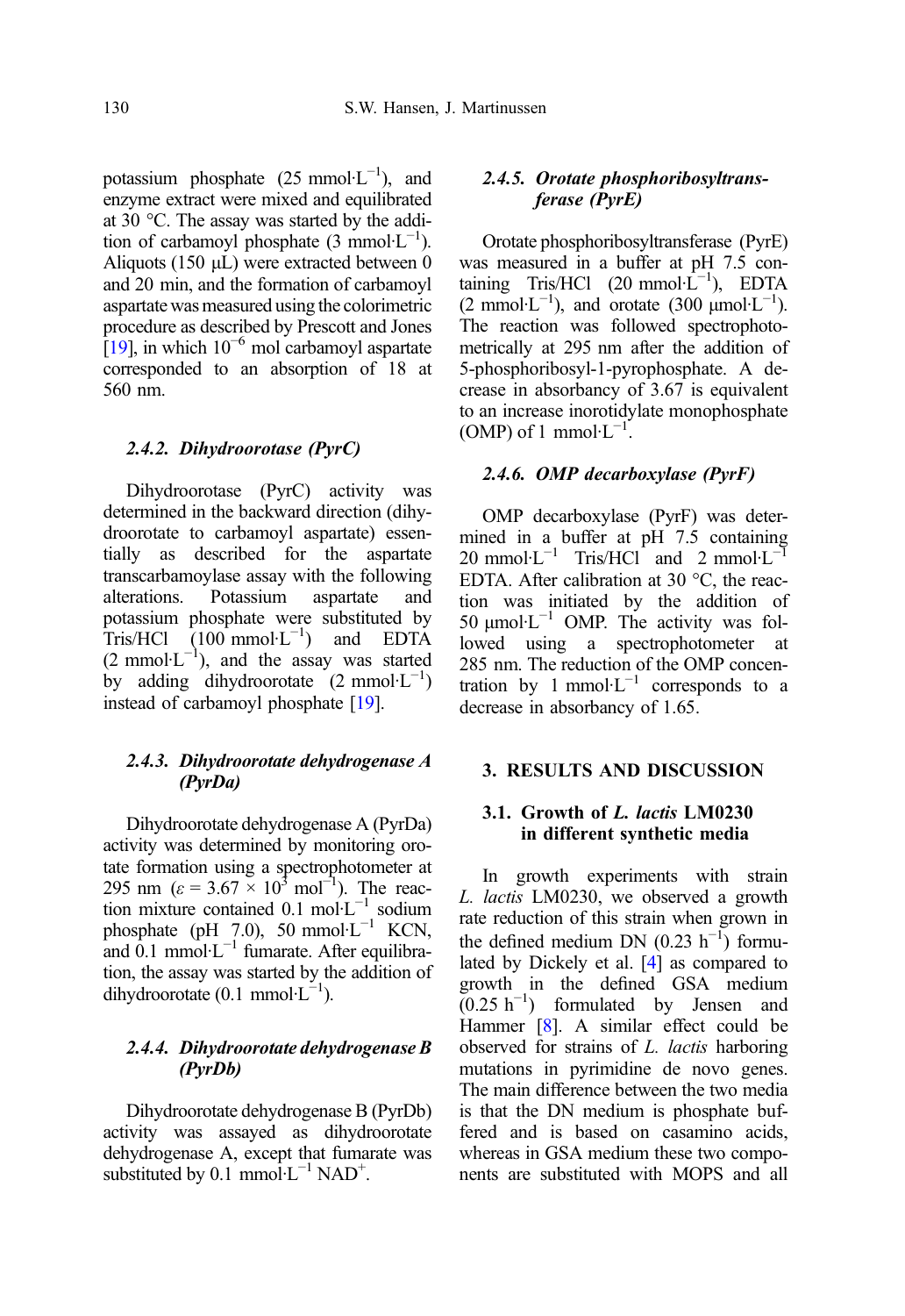potassium phosphate (25 mmol·L$^{-1}$), and enzyme extract were mixed and equilibrated at 30 °C. The assay was started by the addition of carbamoyl phosphate (3 mmol·L$^{-1}$). Aliquots (150 μL) were extracted between 0 and 20 min, and the formation of carbamoyl aspartate was measured using the colorimetric procedure as described by Prescott and Jones [19], in which $10^{-6}$ mol carbamoyl aspartate corresponded to an absorption of 18 at 560 nm.

#### 2.4.2. Dihydroorotase (PyrC)

Dihydroorotase (PyrC) activity was determined in the backward direction (dihydroorotate to carbamoyl aspartate) essentially as described for the aspartate transcarbamoylase assay with the following alterations. Potassium aspartate and potassium phosphate were substituted by Tris/HCl (100 mmol·L$^{-1}$) and EDTA (2 mmol·L$^{-1}$), and the assay was started by adding dihydroorotate (2 mmol·L$^{-1}$) instead of carbamoyl phosphate [19].

#### 2.4.3. Dihydroorotate dehydrogenase A (PyrDa)

Dihydroorotate dehydrogenase A (PyrDa) activity was determined by monitoring orotate formation using a spectrophotometer at 295 nm ($\varepsilon = 3.67 \times 10^{3}$ mol$^{-1}$). The reaction mixture contained 0.1 mol·L$^{-1}$ sodium phosphate (pH 7.0), 50 mmol·L$^{-1}$ KCN, and 0.1 mmol·L$^{-1}$ fumarate. After equilibration, the assay was started by the addition of dihydroorotate (0.1 mmol·L$^{-1}$).

#### 2.4.4. Dihydroorotate dehydrogenase B (PyrDb)

Dihydroorotate dehydrogenase B (PyrDb) activity was assayed as dihydroorotate dehydrogenase A, except that fumarate was substituted by 0.1 mmol·L$^{-1}$ NAD$^{+}$.

#### 2.4.5. Orotate phosphoribosyltransferase (PyrE)

Orotate phosphoribosyltransferase (PyrE) was measured in a buffer at pH 7.5 containing Tris/HCl (20 mmol·L$^{-1}$), EDTA (2 mmol·L$^{-1}$), and orotate (300 μmol·L$^{-1}$). The reaction was followed spectrophotometrically at 295 nm after the addition of 5-phosphoribosyl-1-pyrophosphate. A decrease in absorbancy of 3.67 is equivalent to an increase inorotidylate monophosphate (OMP) of 1 mmol·L$^{-1}$.

#### 2.4.6. OMP decarboxylase (PyrF)

OMP decarboxylase (PyrF) was determined in a buffer at pH 7.5 containing 20 mmol·L$^{-1}$ Tris/HCl and 2 mmol·L$^{-1}$ EDTA. After calibration at 30 °C, the reaction was initiated by the addition of 50 μmol·L$^{-1}$ OMP. The activity was followed using a spectrophotometer at 285 nm. The reduction of the OMP concentration by 1 mmol·L$^{-1}$ corresponds to a decrease in absorbancy of 1.65.

## 3. RESULTS AND DISCUSSION

### 3.1. Growth of *L. lactis* LM0230 in different synthetic media

In growth experiments with strain *L. lactis* LM0230, we observed a growth rate reduction of this strain when grown in the defined medium DN (0.23 h$^{-1}$) formulated by Dickely et al. [4] as compared to growth in the defined GSA medium (0.25 h$^{-1}$) formulated by Jensen and Hammer [8]. A similar effect could be observed for strains of *L. lactis* harboring mutations in pyrimidine de novo genes. The main difference between the two media is that the DN medium is phosphate buffered and is based on casamino acids, whereas in GSA medium these two components are substituted with MOPS and all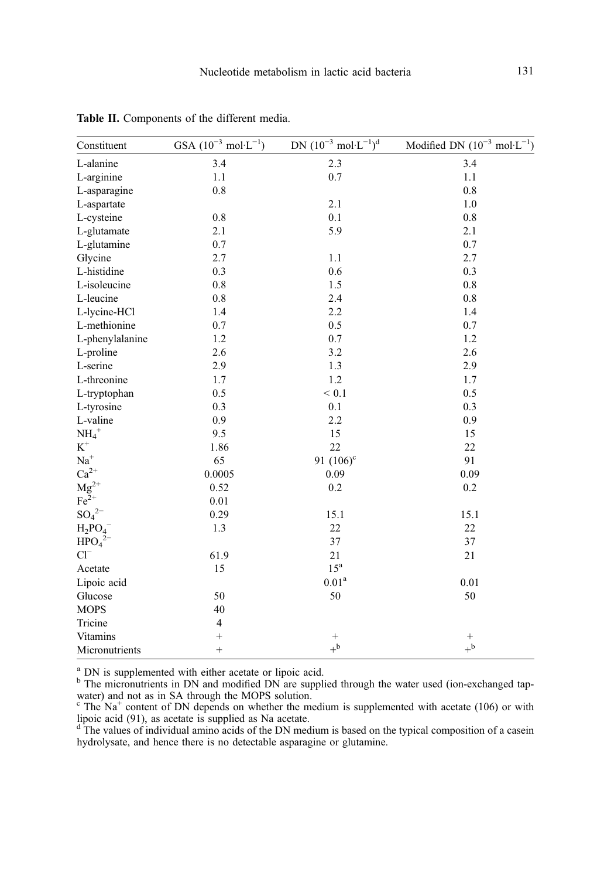**Table II.** Components of the different media.

| Constituent | GSA ($10^{-3}$ mol·L$^{-1}$) | DN ($10^{-3}$ mol·L$^{-1}$)[d] | Modified DN ($10^{-3}$ mol·L$^{-1}$) |
|---|---|---|---|
| L-alanine | 3.4 | 2.3 | 3.4 |
| L-arginine | 1.1 | 0.7 | 1.1 |
| L-asparagine | 0.8 | | 0.8 |
| L-aspartate | | 2.1 | 1.0 |
| L-cysteine | 0.8 | 0.1 | 0.8 |
| L-glutamate | 2.1 | 5.9 | 2.1 |
| L-glutamine | 0.7 | | 0.7 |
| Glycine | 2.7 | 1.1 | 2.7 |
| L-histidine | 0.3 | 0.6 | 0.3 |
| L-isoleucine | 0.8 | 1.5 | 0.8 |
| L-leucine | 0.8 | 2.4 | 0.8 |
| L-lycine-HCl | 1.4 | 2.2 | 1.4 |
| L-methionine | 0.7 | 0.5 | 0.7 |
| L-phenylalanine | 1.2 | 0.7 | 1.2 |
| L-proline | 2.6 | 3.2 | 2.6 |
| L-serine | 2.9 | 1.3 | 2.9 |
| L-threonine | 1.7 | 1.2 | 1.7 |
| L-tryptophan | 0.5 | < 0.1 | 0.5 |
| L-tyrosine | 0.3 | 0.1 | 0.3 |
| L-valine | 0.9 | 2.2 | 0.9 |
| $NH_4^+$ | 9.5 | 15 | 15 |
| $K^+$ | 1.86 | 22 | 22 |
| $Na^+$ | 65 | 91 (106)[c] | 91 |
| $Ca^{2+}$ | 0.0005 | 0.09 | 0.09 |
| $Mg^{2+}$ | 0.52 | 0.2 | 0.2 |
| $Fe^{2+}$ | 0.01 | | |
| $SO_4^{2-}$ | 0.29 | 15.1 | 15.1 |
| $H_2PO_4^-$ | 1.3 | 22 | 22 |
| $HPO_4^{2-}$ | | 37 | 37 |
| $Cl^-$ | 61.9 | 21 | 21 |
| Acetate | 15 | 15[a] | |
| Lipoic acid | | 0.01[a] | 0.01 |
| Glucose | 50 | 50 | 50 |
| MOPS | 40 | | |
| Tricine | 4 | | |
| Vitamins | + | + | + |
| Micronutrients | + | +[b] | +[b] |

[a] DN is supplemented with either acetate or lipoic acid.
[b] The micronutrients in DN and modified DN are supplied through the water used (ion-exchanged tap-water) and not as in SA through the MOPS solution.
[c] The $Na^+$ content of DN depends on whether the medium is supplemented with acetate (106) or with lipoic acid (91), as acetate is supplied as Na acetate.
[d] The values of individual amino acids of the DN medium is based on the typical composition of a casein hydrolysate, and hence there is no detectable asparagine or glutamine.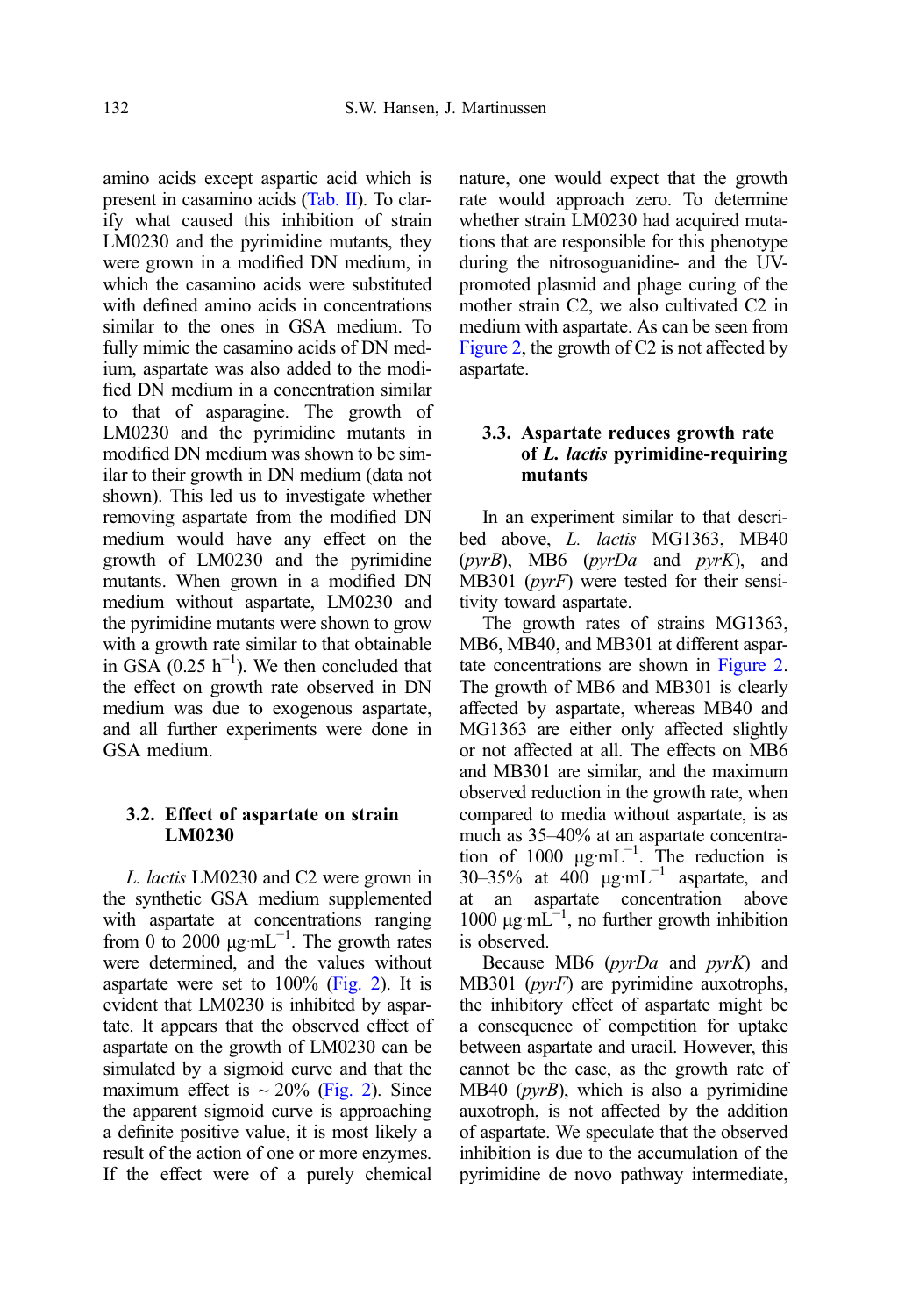amino acids except aspartic acid which is present in casamino acids (Tab. II). To clarify what caused this inhibition of strain LM0230 and the pyrimidine mutants, they were grown in a modified DN medium, in which the casamino acids were substituted with defined amino acids in concentrations similar to the ones in GSA medium. To fully mimic the casamino acids of DN medium, aspartate was also added to the modified DN medium in a concentration similar to that of asparagine. The growth of LM0230 and the pyrimidine mutants in modified DN medium was shown to be similar to their growth in DN medium (data not shown). This led us to investigate whether removing aspartate from the modified DN medium would have any effect on the growth of LM0230 and the pyrimidine mutants. When grown in a modified DN medium without aspartate, LM0230 and the pyrimidine mutants were shown to grow with a growth rate similar to that obtainable in GSA (0.25 $h^{-1}$). We then concluded that the effect on growth rate observed in DN medium was due to exogenous aspartate, and all further experiments were done in GSA medium.

### 3.2. Effect of aspartate on strain LM0230

*L. lactis* LM0230 and C2 were grown in the synthetic GSA medium supplemented with aspartate at concentrations ranging from 0 to 2000 $\mu g \cdot mL^{-1}$. The growth rates were determined, and the values without aspartate were set to 100% (Fig. 2). It is evident that LM0230 is inhibited by aspartate. It appears that the observed effect of aspartate on the growth of LM0230 can be simulated by a sigmoid curve and that the maximum effect is ~ 20% (Fig. 2). Since the apparent sigmoid curve is approaching a definite positive value, it is most likely a result of the action of one or more enzymes. If the effect were of a purely chemical nature, one would expect that the growth rate would approach zero. To determine whether strain LM0230 had acquired mutations that are responsible for this phenotype during the nitrosoguanidine- and the UV-promoted plasmid and phage curing of the mother strain C2, we also cultivated C2 in medium with aspartate. As can be seen from Figure 2, the growth of C2 is not affected by aspartate.

### 3.3. Aspartate reduces growth rate of *L. lactis* pyrimidine-requiring mutants

In an experiment similar to that described above, *L. lactis* MG1363, MB40 (*pyrB*), MB6 (*pyrDa* and *pyrK*), and MB301 (*pyrF*) were tested for their sensitivity toward aspartate.

The growth rates of strains MG1363, MB6, MB40, and MB301 at different aspartate concentrations are shown in Figure 2. The growth of MB6 and MB301 is clearly affected by aspartate, whereas MB40 and MG1363 are either only affected slightly or not affected at all. The effects on MB6 and MB301 are similar, and the maximum observed reduction in the growth rate, when compared to media without aspartate, is as much as 35–40% at an aspartate concentration of 1000 $\mu g \cdot mL^{-1}$. The reduction is 30–35% at 400 $\mu g \cdot mL^{-1}$ aspartate, and at an aspartate concentration above 1000 $\mu g \cdot mL^{-1}$, no further growth inhibition is observed.

Because MB6 (*pyrDa* and *pyrK*) and MB301 (*pyrF*) are pyrimidine auxotrophs, the inhibitory effect of aspartate might be a consequence of competition for uptake between aspartate and uracil. However, this cannot be the case, as the growth rate of MB40 (*pyrB*), which is also a pyrimidine auxotroph, is not affected by the addition of aspartate. We speculate that the observed inhibition is due to the accumulation of the pyrimidine de novo pathway intermediate,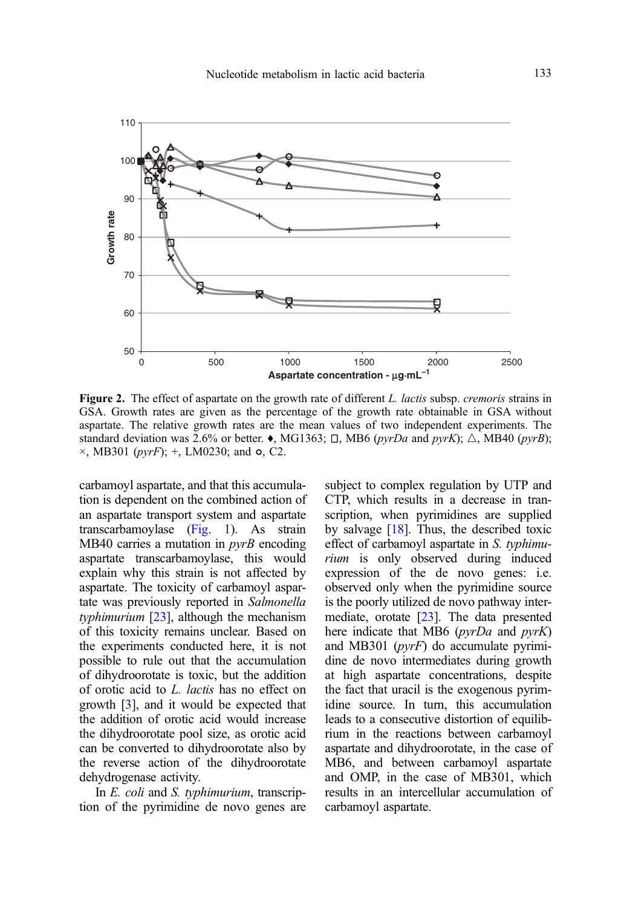Figure 2. The effect of aspartate on the growth rate of different *L. lactis* subsp. *cremoris* strains in GSA. Growth rates are given as the percentage of the growth rate obtainable in GSA without aspartate. The relative growth rates are the mean values of two independent experiments. The standard deviation was 2.6% or better. ♦, MG1363; □, MB6 (*pyrDa* and *pyrK*); △, MB40 (*pyrB*); ×, MB301 (*pyrF*); +, LM0230; and ○, C2.

carbamoyl aspartate, and that this accumulation is dependent on the combined action of an aspartate transport system and aspartate transcarbamoylase (Fig. 1). As strain MB40 carries a mutation in *pyrB* encoding aspartate transcarbamoylase, this would explain why this strain is not affected by aspartate. The toxicity of carbamoyl aspartate was previously reported in *Salmonella typhimurium* [23], although the mechanism of this toxicity remains unclear. Based on the experiments conducted here, it is not possible to rule out that the accumulation of dihydroorotate is toxic, but the addition of orotic acid to *L. lactis* has no effect on growth [3], and it would be expected that the addition of orotic acid would increase the dihydroorotate pool size, as orotic acid can be converted to dihydroorotate also by the reverse action of the dihydroorotate dehydrogenase activity.

In *E. coli* and *S. typhimurium*, transcription of the pyrimidine de novo genes are subject to complex regulation by UTP and CTP, which results in a decrease in transcription, when pyrimidines are supplied by salvage [18]. Thus, the described toxic effect of carbamoyl aspartate in *S. typhimurium* is only observed during induced expression of the de novo genes: i.e. observed only when the pyrimidine source is the poorly utilized de novo pathway intermediate, orotate [23]. The data presented here indicate that MB6 (*pyrDa* and *pyrK*) and MB301 (*pyrF*) do accumulate pyrimidine de novo intermediates during growth at high aspartate concentrations, despite the fact that uracil is the exogenous pyrimidine source. In turn, this accumulation leads to a consecutive distortion of equilibrium in the reactions between carbamoyl aspartate and dihydroorotate, in the case of MB6, and between carbamoyl aspartate and OMP, in the case of MB301, which results in an intercellular accumulation of carbamoyl aspartate.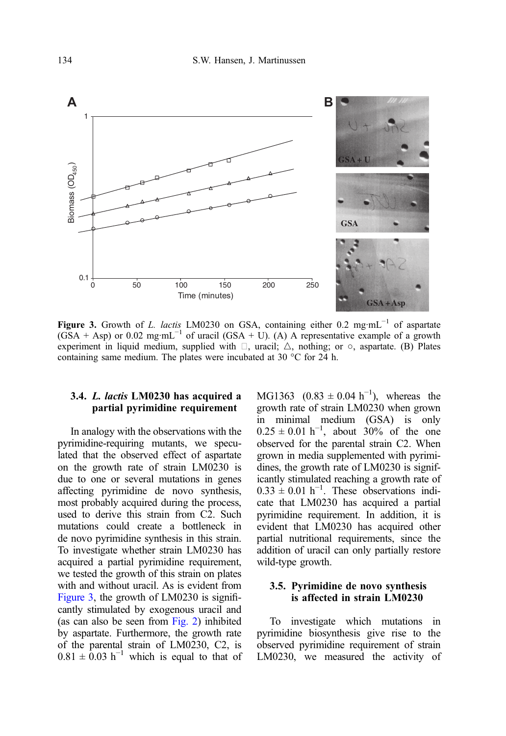**Figure 3.** Growth of *L. lactis* LM0230 on GSA, containing either 0.2 mg·mL$^{-1}$ of aspartate (GSA + Asp) or 0.02 mg·mL$^{-1}$ of uracil (GSA + U). (A) A representative example of a growth experiment in liquid medium, supplied with □, uracil; △, nothing; or ○, aspartate. (B) Plates containing same medium. The plates were incubated at 30 °C for 24 h.

### 3.4. *L. lactis* LM0230 has acquired a partial pyrimidine requirement

In analogy with the observations with the pyrimidine-requiring mutants, we speculated that the observed effect of aspartate on the growth rate of strain LM0230 is due to one or several mutations in genes affecting pyrimidine de novo synthesis, most probably acquired during the process, used to derive this strain from C2. Such mutations could create a bottleneck in de novo pyrimidine synthesis in this strain. To investigate whether strain LM0230 has acquired a partial pyrimidine requirement, we tested the growth of this strain on plates with and without uracil. As is evident from Figure 3, the growth of LM0230 is significantly stimulated by exogenous uracil and (as can also be seen from Fig. 2) inhibited by aspartate. Furthermore, the growth rate of the parental strain of LM0230, C2, is $0.81 \pm 0.03$ h$^{-1}$ which is equal to that of MG1363 ($0.83 \pm 0.04$ h$^{-1}$), whereas the growth rate of strain LM0230 when grown in minimal medium (GSA) is only $0.25 \pm 0.01$ h$^{-1}$, about 30% of the one observed for the parental strain C2. When grown in media supplemented with pyrimidines, the growth rate of LM0230 is significantly stimulated reaching a growth rate of $0.33 \pm 0.01$ h$^{-1}$. These observations indicate that LM0230 has acquired a partial pyrimidine requirement. In addition, it is evident that LM0230 has acquired other partial nutritional requirements, since the addition of uracil can only partially restore wild-type growth.

### 3.5. Pyrimidine de novo synthesis is affected in strain LM0230

To investigate which mutations in pyrimidine biosynthesis give rise to the observed pyrimidine requirement of strain LM0230, we measured the activity of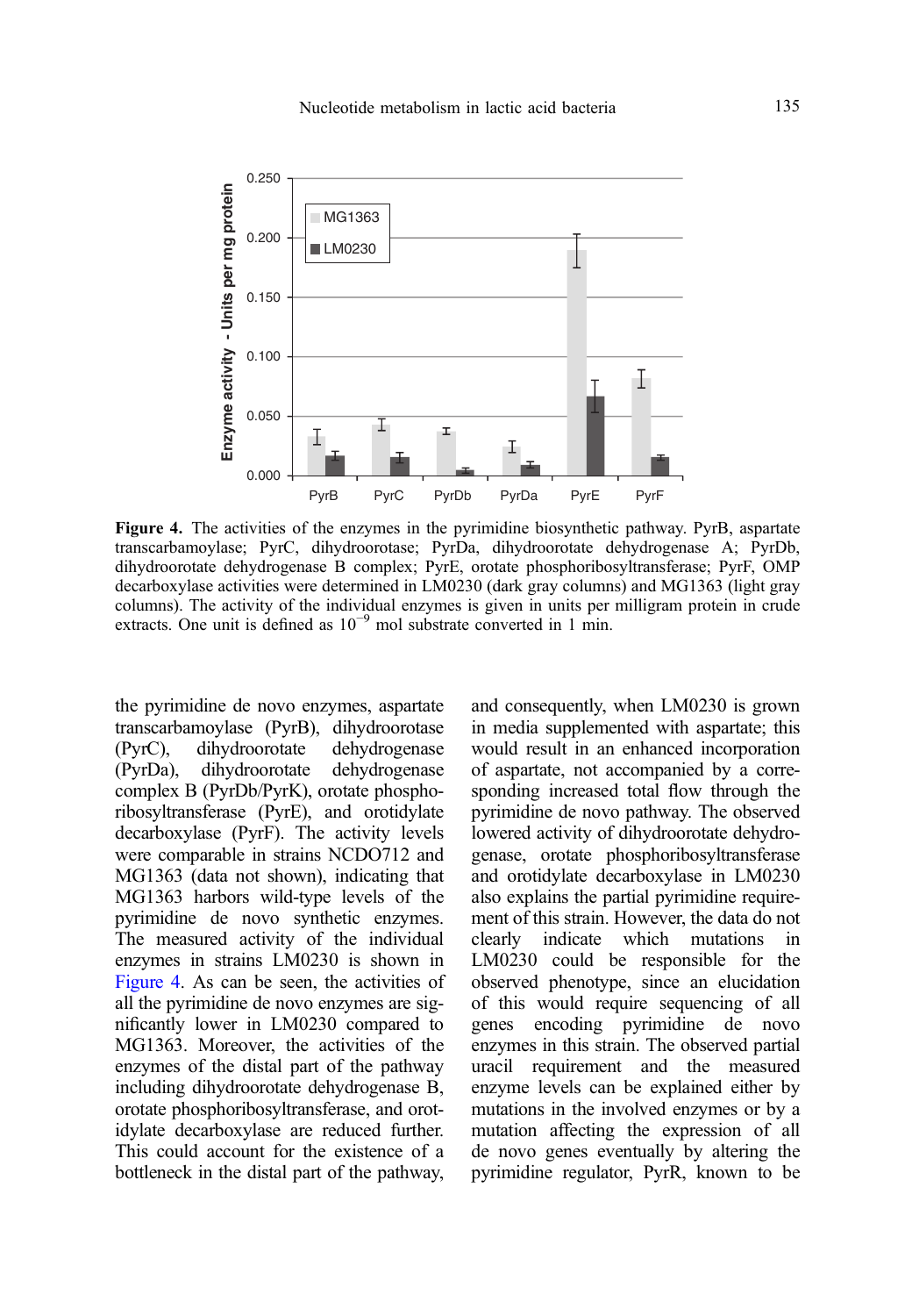**Figure 4.** The activities of the enzymes in the pyrimidine biosynthetic pathway. PyrB, aspartate transcarbamoylase; PyrC, dihydroorotase; PyrDa, dihydroorotate dehydrogenase A; PyrDb, dihydroorotate dehydrogenase B complex; PyrE, orotate phosphoribosyltransferase; PyrF, OMP decarboxylase activities were determined in LM0230 (dark gray columns) and MG1363 (light gray columns). The activity of the individual enzymes is given in units per milligram protein in crude extracts. One unit is defined as $10^{-9}$ mol substrate converted in 1 min.

the pyrimidine de novo enzymes, aspartate transcarbamoylase (PyrB), dihydroorotase (PyrC), dihydroorotate dehydrogenase (PyrDa), dihydroorotate dehydrogenase complex B (PyrDb/PyrK), orotate phosphoribosyltransferase (PyrE), and orotidylate decarboxylase (PyrF). The activity levels were comparable in strains NCDO712 and MG1363 (data not shown), indicating that MG1363 harbors wild-type levels of the pyrimidine de novo synthetic enzymes. The measured activity of the individual enzymes in strains LM0230 is shown in Figure 4. As can be seen, the activities of all the pyrimidine de novo enzymes are significantly lower in LM0230 compared to MG1363. Moreover, the activities of the enzymes of the distal part of the pathway including dihydroorotate dehydrogenase B, orotate phosphoribosyltransferase, and orotidylate decarboxylase are reduced further. This could account for the existence of a bottleneck in the distal part of the pathway, and consequently, when LM0230 is grown in media supplemented with aspartate; this would result in an enhanced incorporation of aspartate, not accompanied by a corresponding increased total flow through the pyrimidine de novo pathway. The observed lowered activity of dihydroorotate dehydrogenase, orotate phosphoribosyltransferase and orotidylate decarboxylase in LM0230 also explains the partial pyrimidine requirement of this strain. However, the data do not clearly indicate which mutations in LM0230 could be responsible for the observed phenotype, since an elucidation of this would require sequencing of all genes encoding pyrimidine de novo enzymes in this strain. The observed partial uracil requirement and the measured enzyme levels can be explained either by mutations in the involved enzymes or by a mutation affecting the expression of all de novo genes eventually by altering the pyrimidine regulator, PyrR, known to be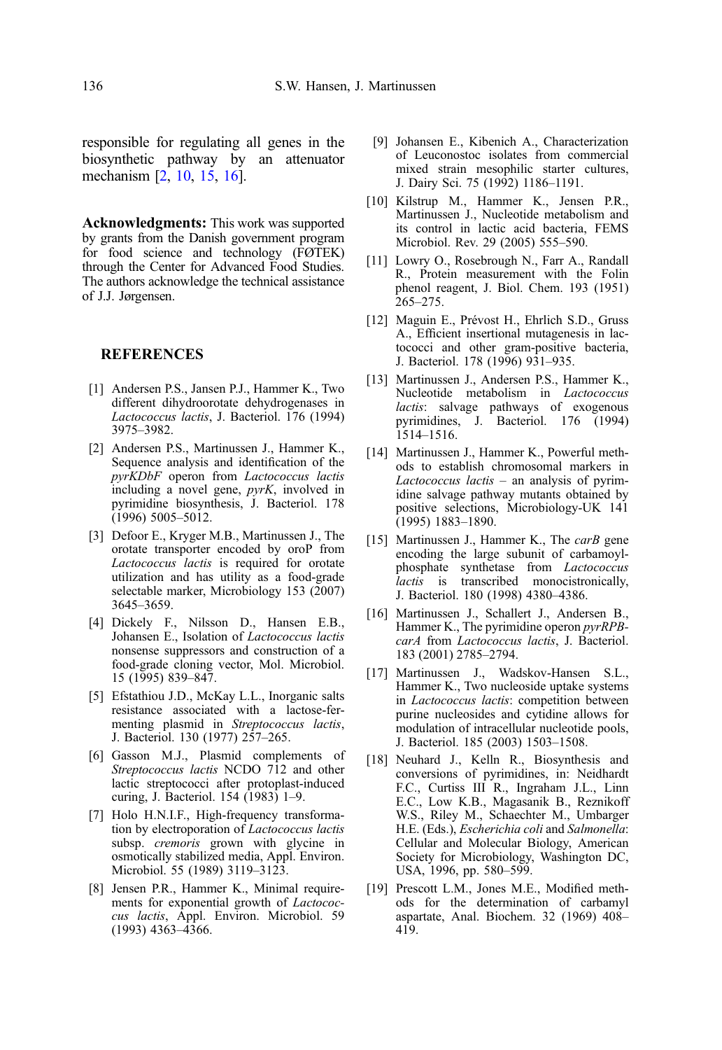responsible for regulating all genes in the biosynthetic pathway by an attenuator mechanism [2, 10, 15, 16].

**Acknowledgments:** This work was supported by grants from the Danish government program for food science and technology (FØTEK) through the Center for Advanced Food Studies. The authors acknowledge the technical assistance of J.J. Jørgensen.

## REFERENCES

[1] Andersen P.S., Jansen P.J., Hammer K., Two different dihydroorotate dehydrogenases in *Lactococcus lactis*, J. Bacteriol. 176 (1994) 3975–3982.

[2] Andersen P.S., Martinussen J., Hammer K., Sequence analysis and identification of the *pyrKDbF* operon from *Lactococcus lactis* including a novel gene, *pyrK*, involved in pyrimidine biosynthesis, J. Bacteriol. 178 (1996) 5005–5012.

[3] Defoor E., Kryger M.B., Martinussen J., The orotate transporter encoded by oroP from *Lactococcus lactis* is required for orotate utilization and has utility as a food-grade selectable marker, Microbiology 153 (2007) 3645–3659.

[4] Dickely F., Nilsson D., Hansen E.B., Johansen E., Isolation of *Lactococcus lactis* nonsense suppressors and construction of a food-grade cloning vector, Mol. Microbiol. 15 (1995) 839–847.

[5] Efstathiou J.D., McKay L.L., Inorganic salts resistance associated with a lactose-fermenting plasmid in *Streptococcus lactis*, J. Bacteriol. 130 (1977) 257–265.

[6] Gasson M.J., Plasmid complements of *Streptococcus lactis* NCDO 712 and other lactic streptococci after protoplast-induced curing, J. Bacteriol. 154 (1983) 1–9.

[7] Holo H.N.I.F., High-frequency transformation by electroporation of *Lactococcus lactis* subsp. *cremoris* grown with glycine in osmotically stabilized media, Appl. Environ. Microbiol. 55 (1989) 3119–3123.

[8] Jensen P.R., Hammer K., Minimal requirements for exponential growth of *Lactococcus lactis*, Appl. Environ. Microbiol. 59 (1993) 4363–4366.

[9] Johansen E., Kibenich A., Characterization of Leuconostoc isolates from commercial mixed strain mesophilic starter cultures, J. Dairy Sci. 75 (1992) 1186–1191.

[10] Kilstrup M., Hammer K., Jensen P.R., Martinussen J., Nucleotide metabolism and its control in lactic acid bacteria, FEMS Microbiol. Rev. 29 (2005) 555–590.

[11] Lowry O., Rosebrough N., Farr A., Randall R., Protein measurement with the Folin phenol reagent, J. Biol. Chem. 193 (1951) 265–275.

[12] Maguin E., Prévost H., Ehrlich S.D., Gruss A., Efficient insertional mutagenesis in lactococci and other gram-positive bacteria, J. Bacteriol. 178 (1996) 931–935.

[13] Martinussen J., Andersen P.S., Hammer K., Nucleotide metabolism in *Lactococcus lactis*: salvage pathways of exogenous pyrimidines, J. Bacteriol. 176 (1994) 1514–1516.

[14] Martinussen J., Hammer K., Powerful methods to establish chromosomal markers in *Lactococcus lactis* – an analysis of pyrimidine salvage pathway mutants obtained by positive selections, Microbiology-UK 141 (1995) 1883–1890.

[15] Martinussen J., Hammer K., The *carB* gene encoding the large subunit of carbamoylphosphate synthetase from *Lactococcus lactis* is transcribed monocistronically, J. Bacteriol. 180 (1998) 4380–4386.

[16] Martinussen J., Schallert J., Andersen B., Hammer K., The pyrimidine operon *pyrRPB-carA* from *Lactococcus lactis*, J. Bacteriol. 183 (2001) 2785–2794.

[17] Martinussen J., Wadskov-Hansen S.L., Hammer K., Two nucleoside uptake systems in *Lactococcus lactis*: competition between purine nucleosides and cytidine allows for modulation of intracellular nucleotide pools, J. Bacteriol. 185 (2003) 1503–1508.

[18] Neuhard J., Kelln R., Biosynthesis and conversions of pyrimidines, in: Neidhardt F.C., Curtiss III R., Ingraham J.L., Linn E.C., Low K.B., Magasanik B., Reznikoff W.S., Riley M., Schaechter M., Umbarger H.E. (Eds.), *Escherichia coli* and *Salmonella*: Cellular and Molecular Biology, American Society for Microbiology, Washington DC, USA, 1996, pp. 580–599.

[19] Prescott L.M., Jones M.E., Modified methods for the determination of carbamyl aspartate, Anal. Biochem. 32 (1969) 408–419.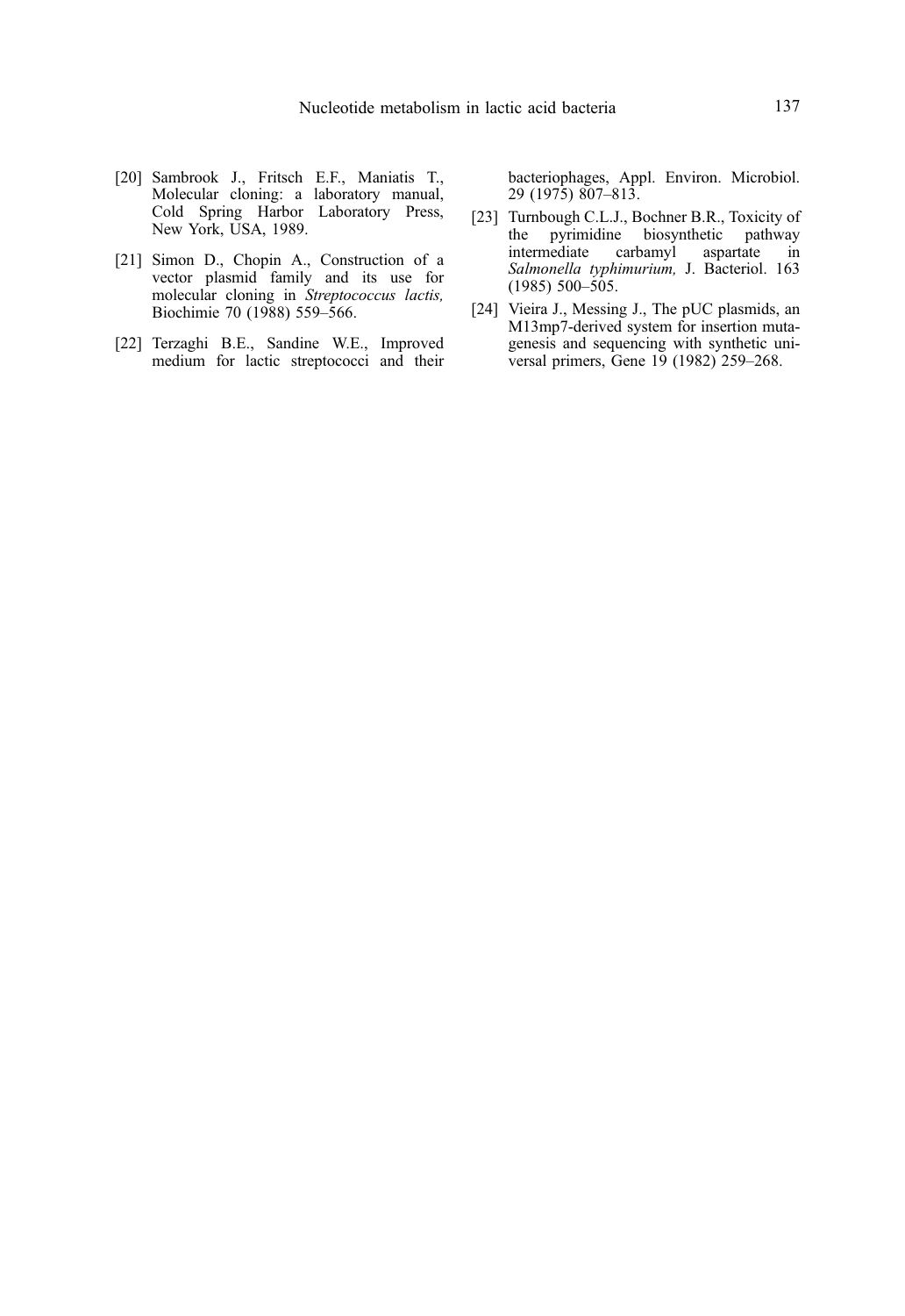[20] Sambrook J., Fritsch E.F., Maniatis T., Molecular cloning: a laboratory manual, Cold Spring Harbor Laboratory Press, New York, USA, 1989.

[21] Simon D., Chopin A., Construction of a vector plasmid family and its use for molecular cloning in *Streptococcus lactis,* Biochimie 70 (1988) 559–566.

[22] Terzaghi B.E., Sandine W.E., Improved medium for lactic streptococci and their bacteriophages, Appl. Environ. Microbiol. 29 (1975) 807–813.

[23] Turnbough C.L.J., Bochner B.R., Toxicity of the pyrimidine biosynthetic pathway intermediate carbamyl aspartate in *Salmonella typhimurium,* J. Bacteriol. 163 (1985) 500–505.

[24] Vieira J., Messing J., The pUC plasmids, an M13mp7-derived system for insertion mutagenesis and sequencing with synthetic universal primers, Gene 19 (1982) 259–268.